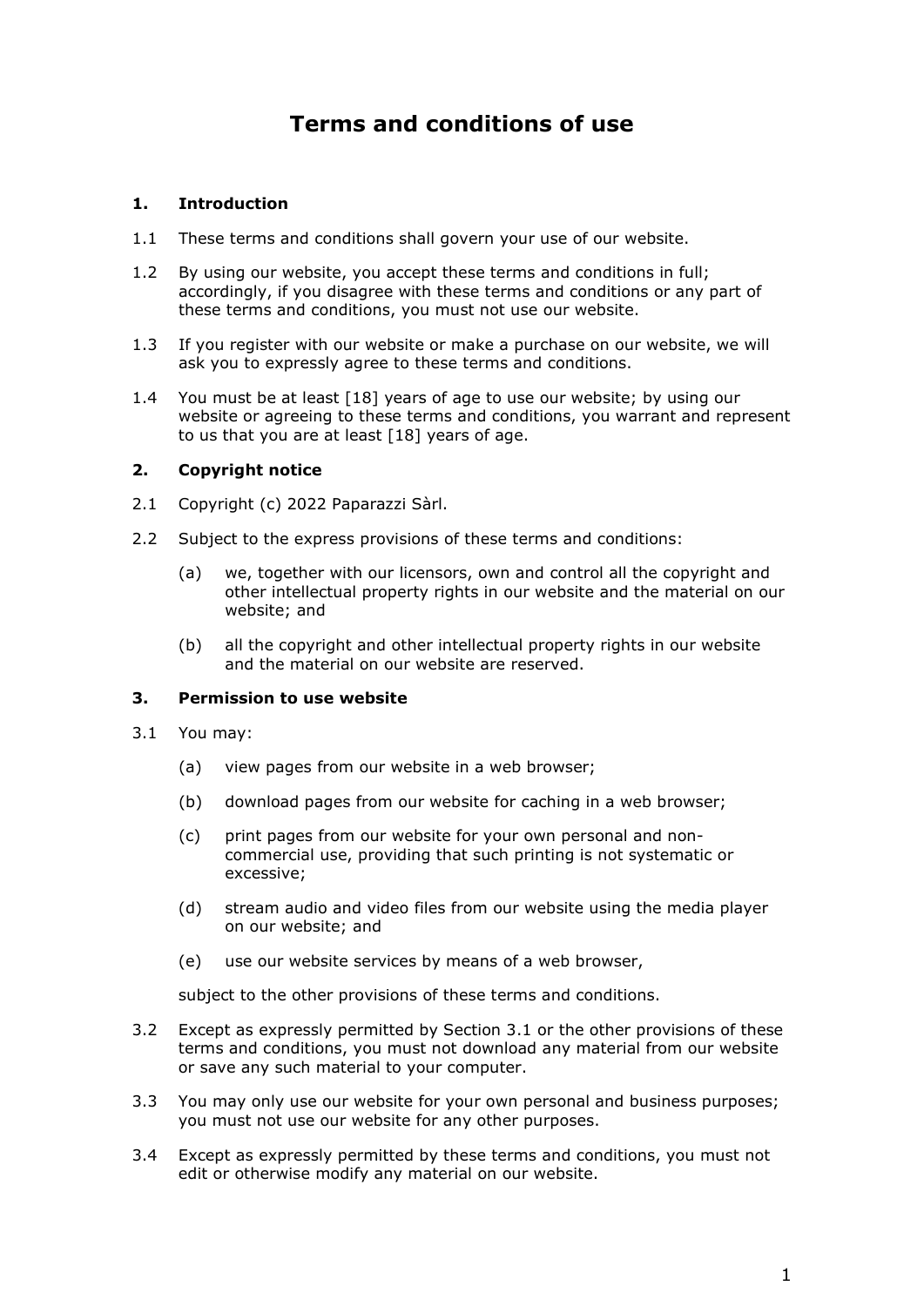# Terms and conditions of use

## 1. Introduction

1.1 These terms and conditions shall govern your use of our website.

1.2 By using our website, you accept these terms and conditions in full; accordingly, if you disagree with these terms and conditions or any part of these terms and conditions, you must not use our website.

1.3 If you register with our website or make a purchase on our website, we will ask you to expressly agree to these terms and conditions.

1.4 You must be at least [18] years of age to use our website; by using our website or agreeing to these terms and conditions, you warrant and represent to us that you are at least [18] years of age.

## 2. Copyright notice

2.1 Copyright (c) 2022 Paparazzi Sàrl.

2.2 Subject to the express provisions of these terms and conditions:

(a) we, together with our licensors, own and control all the copyright and other intellectual property rights in our website and the material on our website; and

(b) all the copyright and other intellectual property rights in our website and the material on our website are reserved.

## 3. Permission to use website

3.1 You may:

(a) view pages from our website in a web browser;

(b) download pages from our website for caching in a web browser;

(c) print pages from our website for your own personal and non-commercial use, providing that such printing is not systematic or excessive;

(d) stream audio and video files from our website using the media player on our website; and

(e) use our website services by means of a web browser,

subject to the other provisions of these terms and conditions.

3.2 Except as expressly permitted by Section 3.1 or the other provisions of these terms and conditions, you must not download any material from our website or save any such material to your computer.

3.3 You may only use our website for your own personal and business purposes; you must not use our website for any other purposes.

3.4 Except as expressly permitted by these terms and conditions, you must not edit or otherwise modify any material on our website.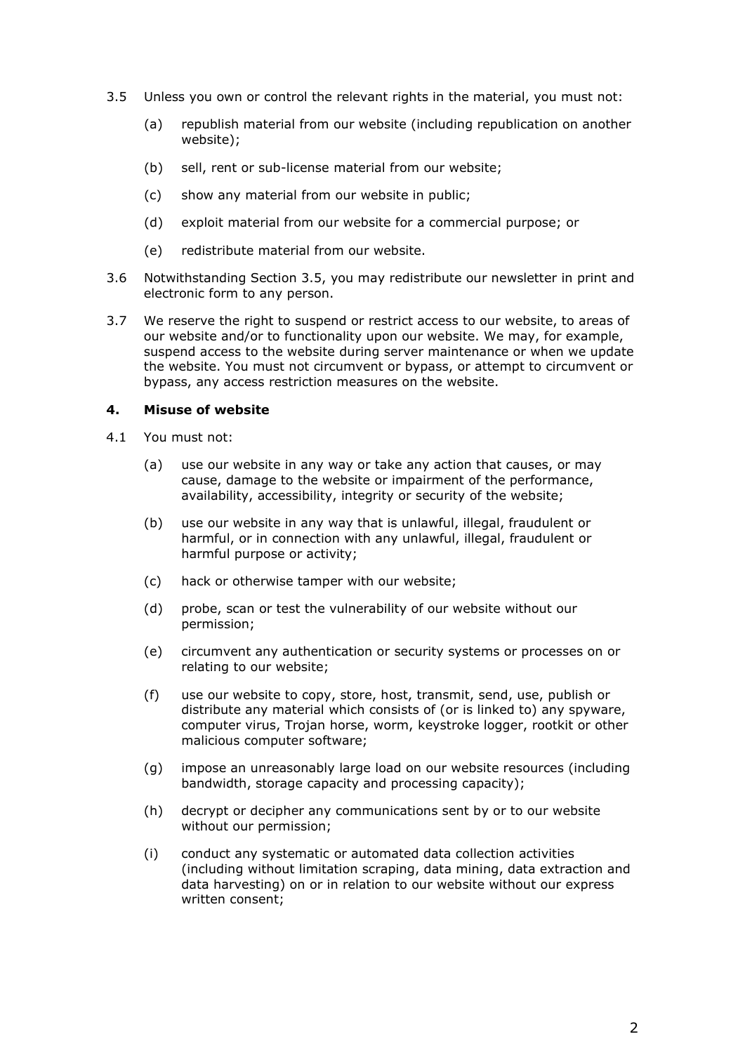3.5 Unless you own or control the relevant rights in the material, you must not:

(a) republish material from our website (including republication on another website);

(b) sell, rent or sub-license material from our website;

(c) show any material from our website in public;

(d) exploit material from our website for a commercial purpose; or

(e) redistribute material from our website.

3.6 Notwithstanding Section 3.5, you may redistribute our newsletter in print and electronic form to any person.

3.7 We reserve the right to suspend or restrict access to our website, to areas of our website and/or to functionality upon our website. We may, for example, suspend access to the website during server maintenance or when we update the website. You must not circumvent or bypass, or attempt to circumvent or bypass, any access restriction measures on the website.

## 4. Misuse of website

4.1 You must not:

(a) use our website in any way or take any action that causes, or may cause, damage to the website or impairment of the performance, availability, accessibility, integrity or security of the website;

(b) use our website in any way that is unlawful, illegal, fraudulent or harmful, or in connection with any unlawful, illegal, fraudulent or harmful purpose or activity;

(c) hack or otherwise tamper with our website;

(d) probe, scan or test the vulnerability of our website without our permission;

(e) circumvent any authentication or security systems or processes on or relating to our website;

(f) use our website to copy, store, host, transmit, send, use, publish or distribute any material which consists of (or is linked to) any spyware, computer virus, Trojan horse, worm, keystroke logger, rootkit or other malicious computer software;

(g) impose an unreasonably large load on our website resources (including bandwidth, storage capacity and processing capacity);

(h) decrypt or decipher any communications sent by or to our website without our permission;

(i) conduct any systematic or automated data collection activities (including without limitation scraping, data mining, data extraction and data harvesting) on or in relation to our website without our express written consent;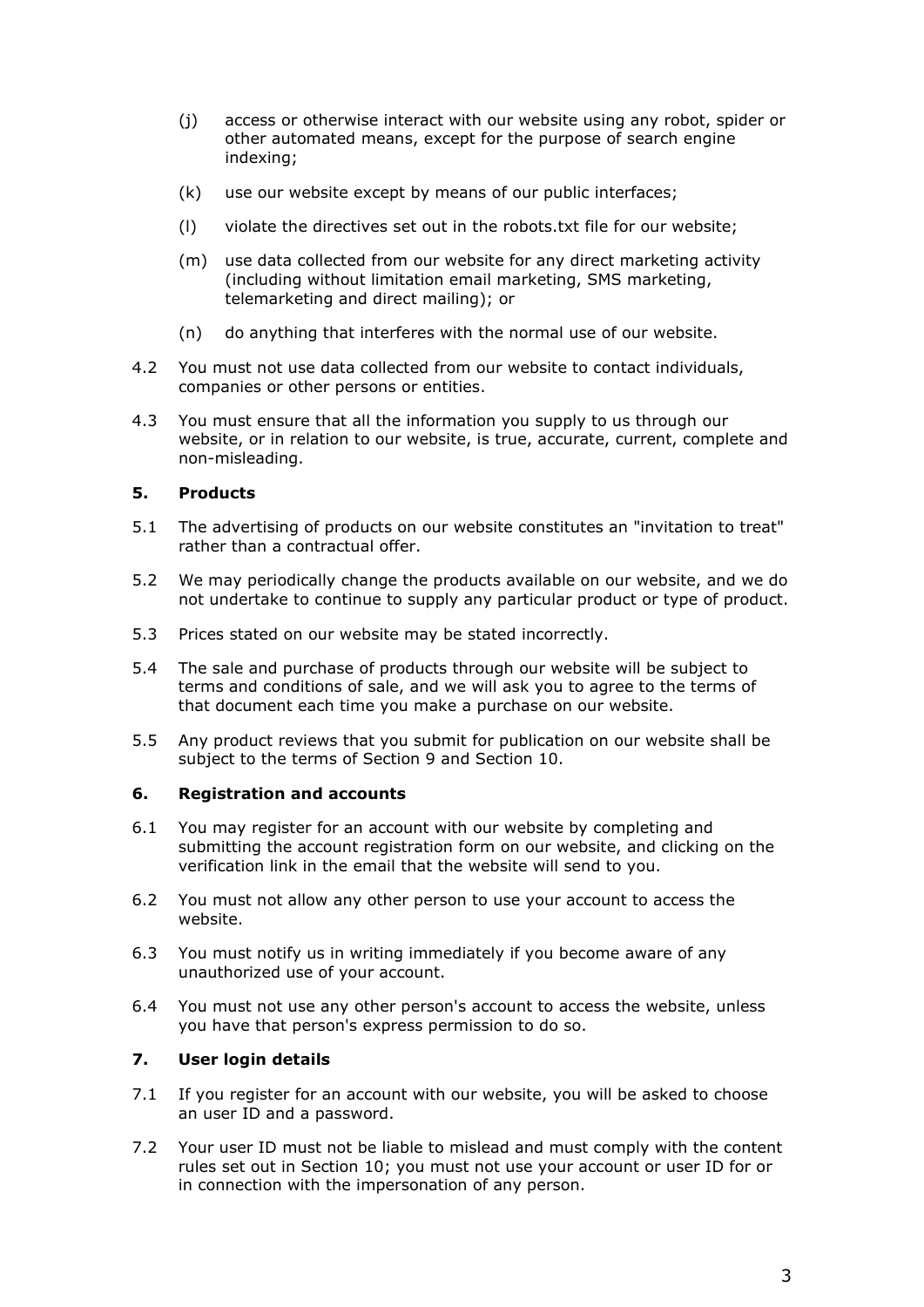(j) access or otherwise interact with our website using any robot, spider or other automated means, except for the purpose of search engine indexing;

(k) use our website except by means of our public interfaces;

(l) violate the directives set out in the robots.txt file for our website;

(m) use data collected from our website for any direct marketing activity (including without limitation email marketing, SMS marketing, telemarketing and direct mailing); or

(n) do anything that interferes with the normal use of our website.

4.2 You must not use data collected from our website to contact individuals, companies or other persons or entities.

4.3 You must ensure that all the information you supply to us through our website, or in relation to our website, is true, accurate, current, complete and non-misleading.

**5. Products**

5.1 The advertising of products on our website constitutes an "invitation to treat" rather than a contractual offer.

5.2 We may periodically change the products available on our website, and we do not undertake to continue to supply any particular product or type of product.

5.3 Prices stated on our website may be stated incorrectly.

5.4 The sale and purchase of products through our website will be subject to terms and conditions of sale, and we will ask you to agree to the terms of that document each time you make a purchase on our website.

5.5 Any product reviews that you submit for publication on our website shall be subject to the terms of Section 9 and Section 10.

**6. Registration and accounts**

6.1 You may register for an account with our website by completing and submitting the account registration form on our website, and clicking on the verification link in the email that the website will send to you.

6.2 You must not allow any other person to use your account to access the website.

6.3 You must notify us in writing immediately if you become aware of any unauthorized use of your account.

6.4 You must not use any other person's account to access the website, unless you have that person's express permission to do so.

**7. User login details**

7.1 If you register for an account with our website, you will be asked to choose an user ID and a password.

7.2 Your user ID must not be liable to mislead and must comply with the content rules set out in Section 10; you must not use your account or user ID for or in connection with the impersonation of any person.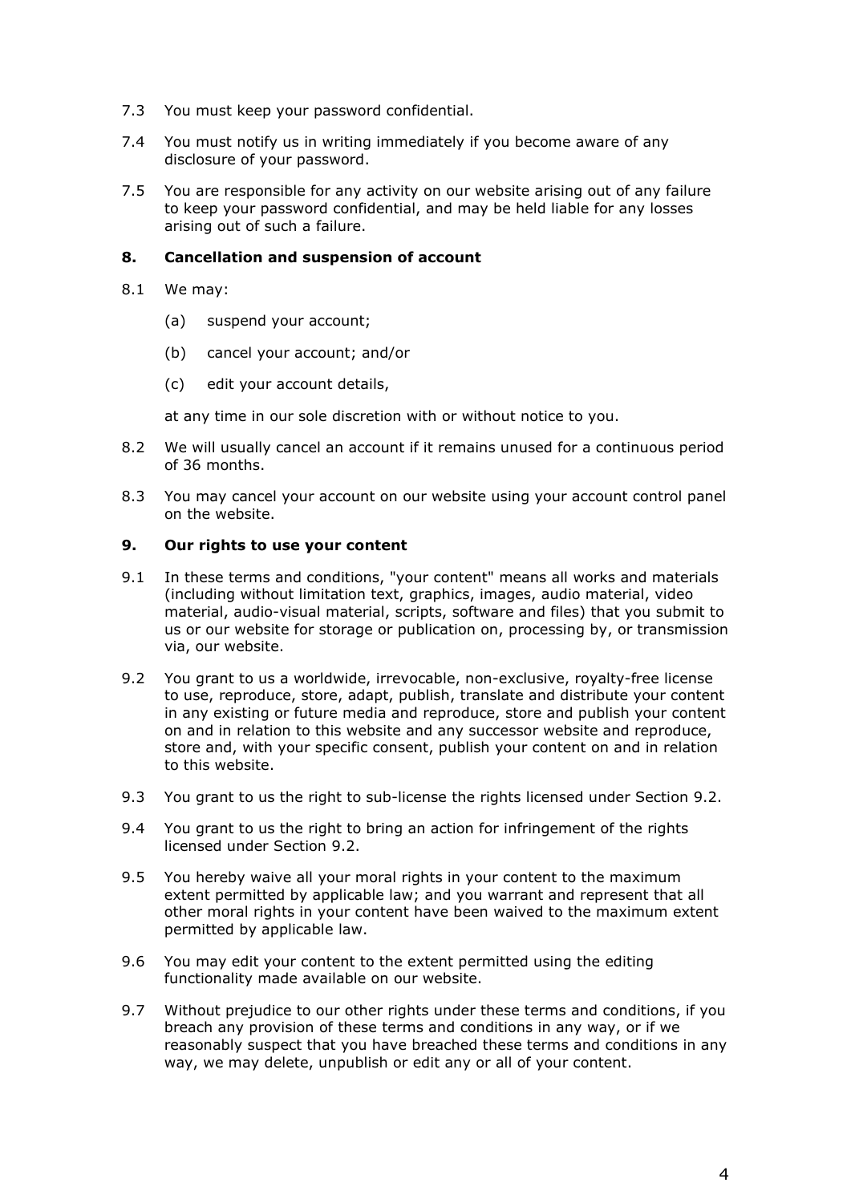7.3 You must keep your password confidential.

7.4 You must notify us in writing immediately if you become aware of any disclosure of your password.

7.5 You are responsible for any activity on our website arising out of any failure to keep your password confidential, and may be held liable for any losses arising out of such a failure.

## 8. Cancellation and suspension of account

8.1 We may:

(a) suspend your account;

(b) cancel your account; and/or

(c) edit your account details,

at any time in our sole discretion with or without notice to you.

8.2 We will usually cancel an account if it remains unused for a continuous period of 36 months.

8.3 You may cancel your account on our website using your account control panel on the website.

## 9. Our rights to use your content

9.1 In these terms and conditions, "your content" means all works and materials (including without limitation text, graphics, images, audio material, video material, audio-visual material, scripts, software and files) that you submit to us or our website for storage or publication on, processing by, or transmission via, our website.

9.2 You grant to us a worldwide, irrevocable, non-exclusive, royalty-free license to use, reproduce, store, adapt, publish, translate and distribute your content in any existing or future media and reproduce, store and publish your content on and in relation to this website and any successor website and reproduce, store and, with your specific consent, publish your content on and in relation to this website.

9.3 You grant to us the right to sub-license the rights licensed under Section 9.2.

9.4 You grant to us the right to bring an action for infringement of the rights licensed under Section 9.2.

9.5 You hereby waive all your moral rights in your content to the maximum extent permitted by applicable law; and you warrant and represent that all other moral rights in your content have been waived to the maximum extent permitted by applicable law.

9.6 You may edit your content to the extent permitted using the editing functionality made available on our website.

9.7 Without prejudice to our other rights under these terms and conditions, if you breach any provision of these terms and conditions in any way, or if we reasonably suspect that you have breached these terms and conditions in any way, we may delete, unpublish or edit any or all of your content.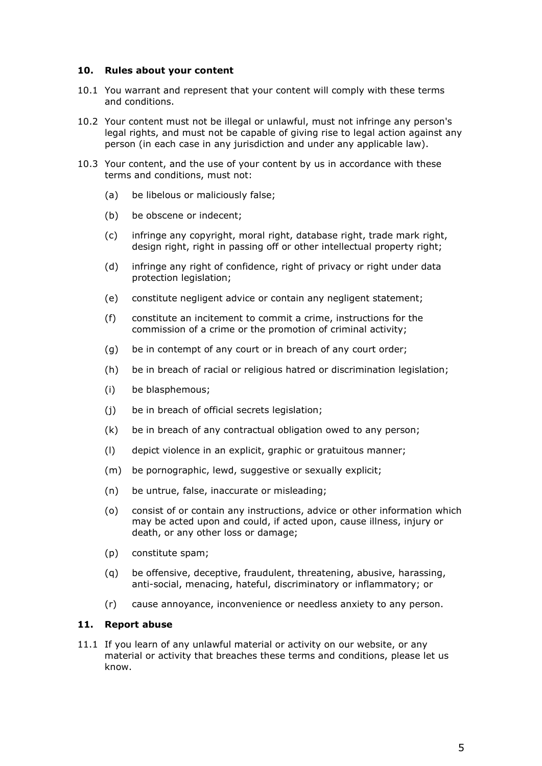## 10. Rules about your content

10.1 You warrant and represent that your content will comply with these terms and conditions.

10.2 Your content must not be illegal or unlawful, must not infringe any person's legal rights, and must not be capable of giving rise to legal action against any person (in each case in any jurisdiction and under any applicable law).

10.3 Your content, and the use of your content by us in accordance with these terms and conditions, must not:

- (a) be libelous or maliciously false;
- (b) be obscene or indecent;
- (c) infringe any copyright, moral right, database right, trade mark right, design right, right in passing off or other intellectual property right;
- (d) infringe any right of confidence, right of privacy or right under data protection legislation;
- (e) constitute negligent advice or contain any negligent statement;
- (f) constitute an incitement to commit a crime, instructions for the commission of a crime or the promotion of criminal activity;
- (g) be in contempt of any court or in breach of any court order;
- (h) be in breach of racial or religious hatred or discrimination legislation;
- (i) be blasphemous;
- (j) be in breach of official secrets legislation;
- (k) be in breach of any contractual obligation owed to any person;
- (l) depict violence in an explicit, graphic or gratuitous manner;
- (m) be pornographic, lewd, suggestive or sexually explicit;
- (n) be untrue, false, inaccurate or misleading;
- (o) consist of or contain any instructions, advice or other information which may be acted upon and could, if acted upon, cause illness, injury or death, or any other loss or damage;
- (p) constitute spam;
- (q) be offensive, deceptive, fraudulent, threatening, abusive, harassing, anti-social, menacing, hateful, discriminatory or inflammatory; or
- (r) cause annoyance, inconvenience or needless anxiety to any person.

## 11. Report abuse

11.1 If you learn of any unlawful material or activity on our website, or any material or activity that breaches these terms and conditions, please let us know.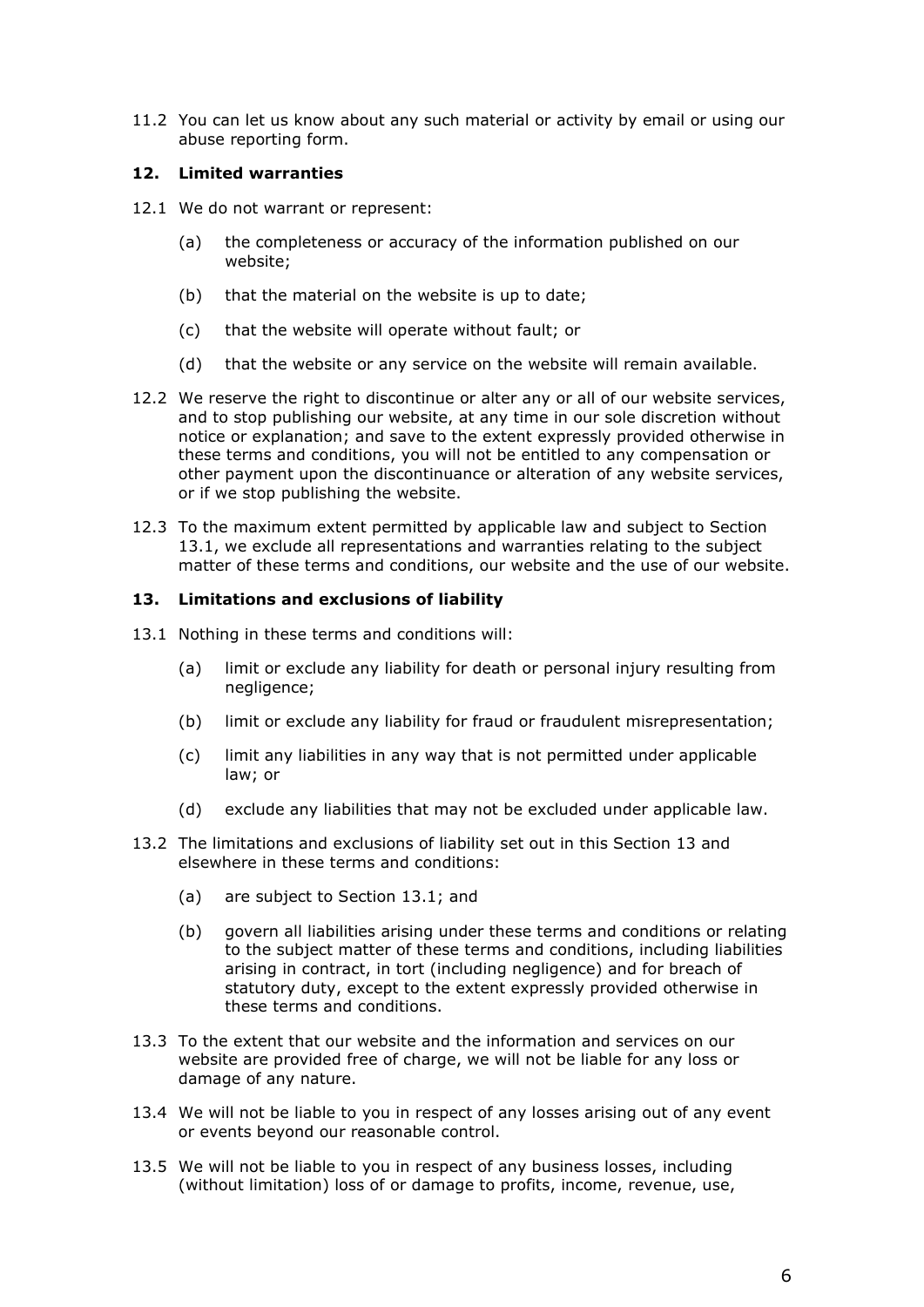11.2 You can let us know about any such material or activity by email or using our abuse reporting form.

## 12. Limited warranties

12.1 We do not warrant or represent:

- (a) the completeness or accuracy of the information published on our website;
- (b) that the material on the website is up to date;
- (c) that the website will operate without fault; or
- (d) that the website or any service on the website will remain available.

12.2 We reserve the right to discontinue or alter any or all of our website services, and to stop publishing our website, at any time in our sole discretion without notice or explanation; and save to the extent expressly provided otherwise in these terms and conditions, you will not be entitled to any compensation or other payment upon the discontinuance or alteration of any website services, or if we stop publishing the website.

12.3 To the maximum extent permitted by applicable law and subject to Section 13.1, we exclude all representations and warranties relating to the subject matter of these terms and conditions, our website and the use of our website.

## 13. Limitations and exclusions of liability

13.1 Nothing in these terms and conditions will:

- (a) limit or exclude any liability for death or personal injury resulting from negligence;
- (b) limit or exclude any liability for fraud or fraudulent misrepresentation;
- (c) limit any liabilities in any way that is not permitted under applicable law; or
- (d) exclude any liabilities that may not be excluded under applicable law.

13.2 The limitations and exclusions of liability set out in this Section 13 and elsewhere in these terms and conditions:

- (a) are subject to Section 13.1; and
- (b) govern all liabilities arising under these terms and conditions or relating to the subject matter of these terms and conditions, including liabilities arising in contract, in tort (including negligence) and for breach of statutory duty, except to the extent expressly provided otherwise in these terms and conditions.

13.3 To the extent that our website and the information and services on our website are provided free of charge, we will not be liable for any loss or damage of any nature.

13.4 We will not be liable to you in respect of any losses arising out of any event or events beyond our reasonable control.

13.5 We will not be liable to you in respect of any business losses, including (without limitation) loss of or damage to profits, income, revenue, use,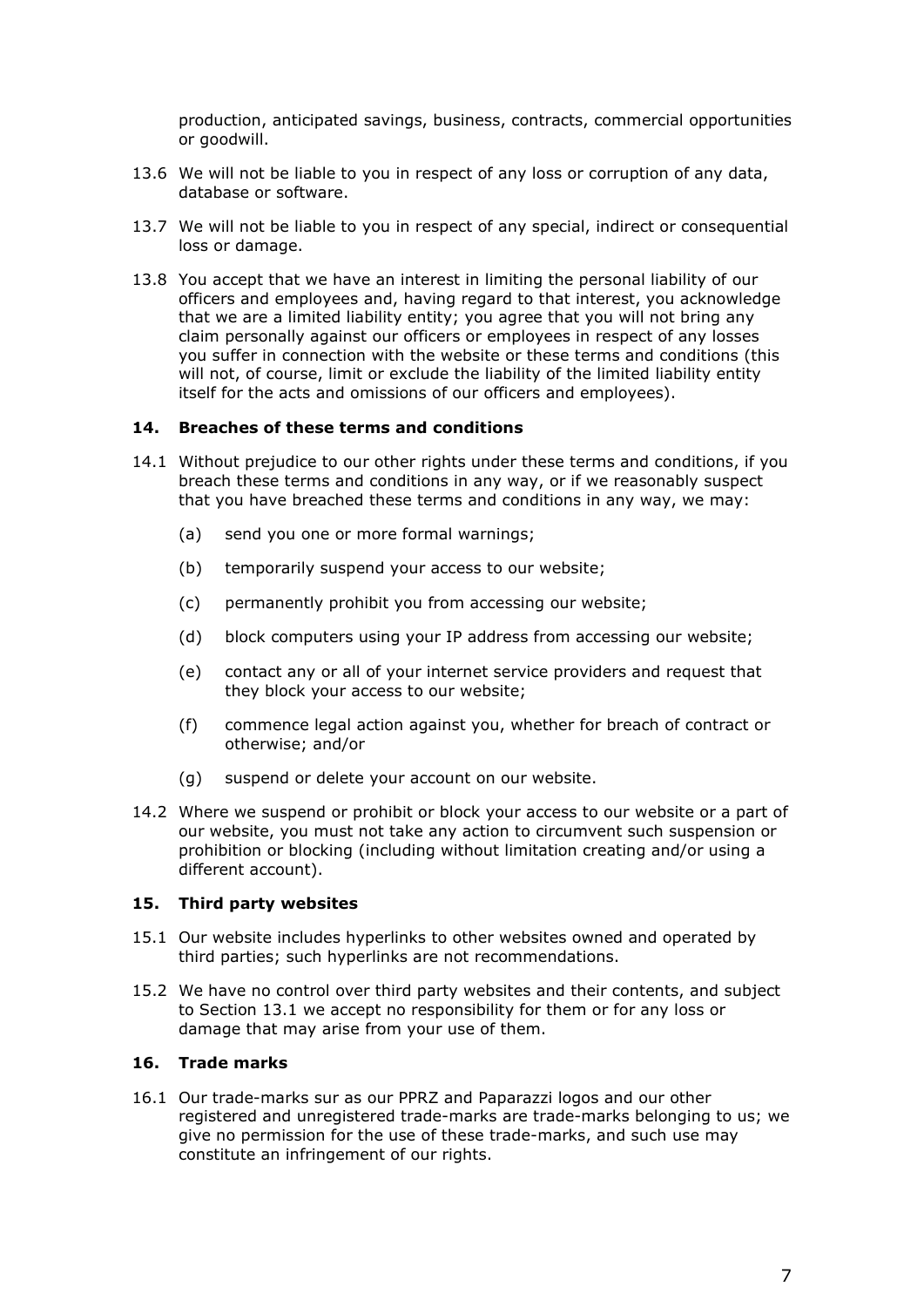production, anticipated savings, business, contracts, commercial opportunities or goodwill.

13.6 We will not be liable to you in respect of any loss or corruption of any data, database or software.

13.7 We will not be liable to you in respect of any special, indirect or consequential loss or damage.

13.8 You accept that we have an interest in limiting the personal liability of our officers and employees and, having regard to that interest, you acknowledge that we are a limited liability entity; you agree that you will not bring any claim personally against our officers or employees in respect of any losses you suffer in connection with the website or these terms and conditions (this will not, of course, limit or exclude the liability of the limited liability entity itself for the acts and omissions of our officers and employees).

## 14. Breaches of these terms and conditions

14.1 Without prejudice to our other rights under these terms and conditions, if you breach these terms and conditions in any way, or if we reasonably suspect that you have breached these terms and conditions in any way, we may:

(a) send you one or more formal warnings;

(b) temporarily suspend your access to our website;

(c) permanently prohibit you from accessing our website;

(d) block computers using your IP address from accessing our website;

(e) contact any or all of your internet service providers and request that they block your access to our website;

(f) commence legal action against you, whether for breach of contract or otherwise; and/or

(g) suspend or delete your account on our website.

14.2 Where we suspend or prohibit or block your access to our website or a part of our website, you must not take any action to circumvent such suspension or prohibition or blocking (including without limitation creating and/or using a different account).

## 15. Third party websites

15.1 Our website includes hyperlinks to other websites owned and operated by third parties; such hyperlinks are not recommendations.

15.2 We have no control over third party websites and their contents, and subject to Section 13.1 we accept no responsibility for them or for any loss or damage that may arise from your use of them.

## 16. Trade marks

16.1 Our trade-marks sur as our PPRZ and Paparazzi logos and our other registered and unregistered trade-marks are trade-marks belonging to us; we give no permission for the use of these trade-marks, and such use may constitute an infringement of our rights.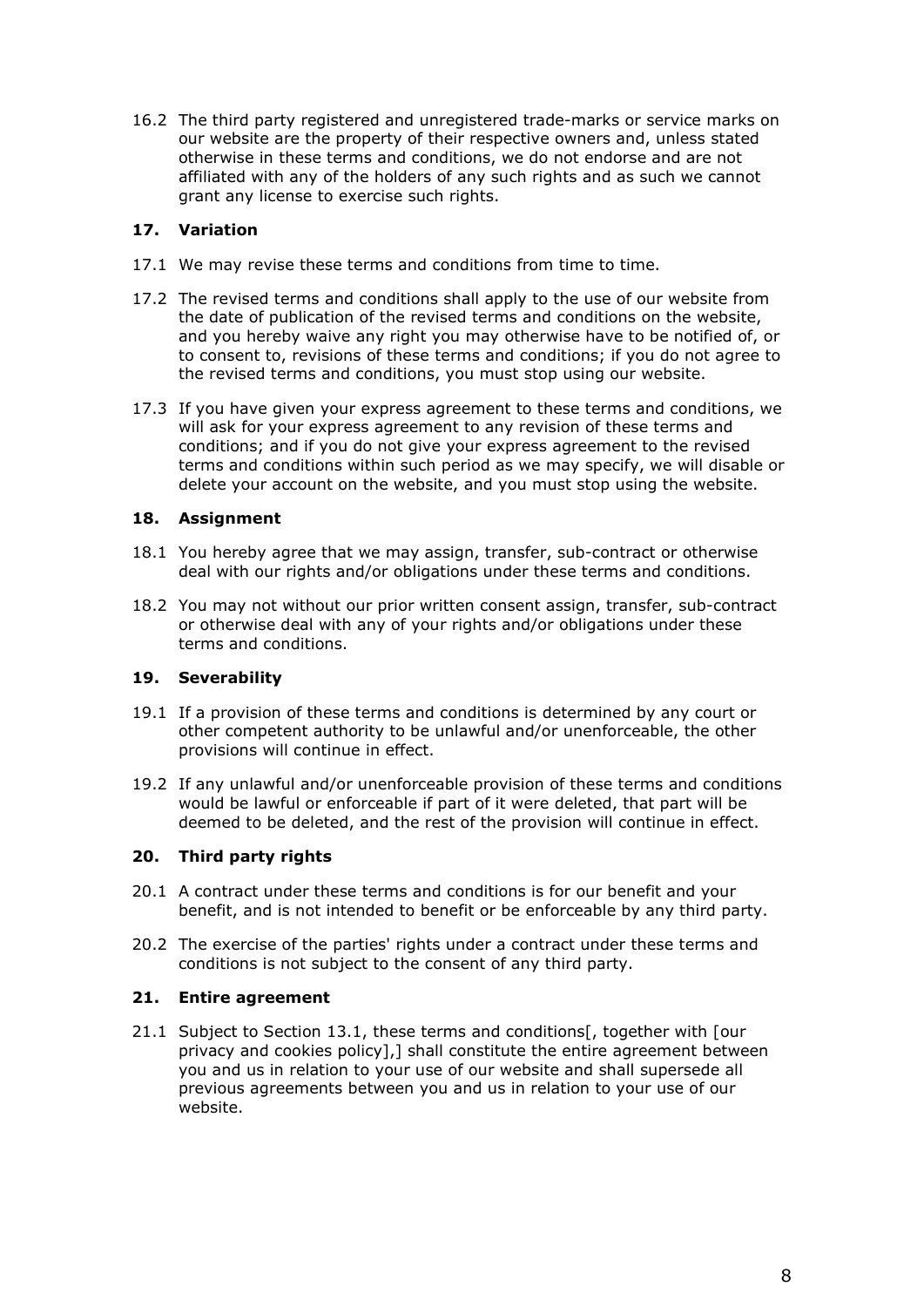16.2 The third party registered and unregistered trade-marks or service marks on our website are the property of their respective owners and, unless stated otherwise in these terms and conditions, we do not endorse and are not affiliated with any of the holders of any such rights and as such we cannot grant any license to exercise such rights.

## 17. Variation

17.1 We may revise these terms and conditions from time to time.

17.2 The revised terms and conditions shall apply to the use of our website from the date of publication of the revised terms and conditions on the website, and you hereby waive any right you may otherwise have to be notified of, or to consent to, revisions of these terms and conditions; if you do not agree to the revised terms and conditions, you must stop using our website.

17.3 If you have given your express agreement to these terms and conditions, we will ask for your express agreement to any revision of these terms and conditions; and if you do not give your express agreement to the revised terms and conditions within such period as we may specify, we will disable or delete your account on the website, and you must stop using the website.

## 18. Assignment

18.1 You hereby agree that we may assign, transfer, sub-contract or otherwise deal with our rights and/or obligations under these terms and conditions.

18.2 You may not without our prior written consent assign, transfer, sub-contract or otherwise deal with any of your rights and/or obligations under these terms and conditions.

## 19. Severability

19.1 If a provision of these terms and conditions is determined by any court or other competent authority to be unlawful and/or unenforceable, the other provisions will continue in effect.

19.2 If any unlawful and/or unenforceable provision of these terms and conditions would be lawful or enforceable if part of it were deleted, that part will be deemed to be deleted, and the rest of the provision will continue in effect.

## 20. Third party rights

20.1 A contract under these terms and conditions is for our benefit and your benefit, and is not intended to benefit or be enforceable by any third party.

20.2 The exercise of the parties' rights under a contract under these terms and conditions is not subject to the consent of any third party.

## 21. Entire agreement

21.1 Subject to Section 13.1, these terms and conditions[, together with [our privacy and cookies policy],] shall constitute the entire agreement between you and us in relation to your use of our website and shall supersede all previous agreements between you and us in relation to your use of our website.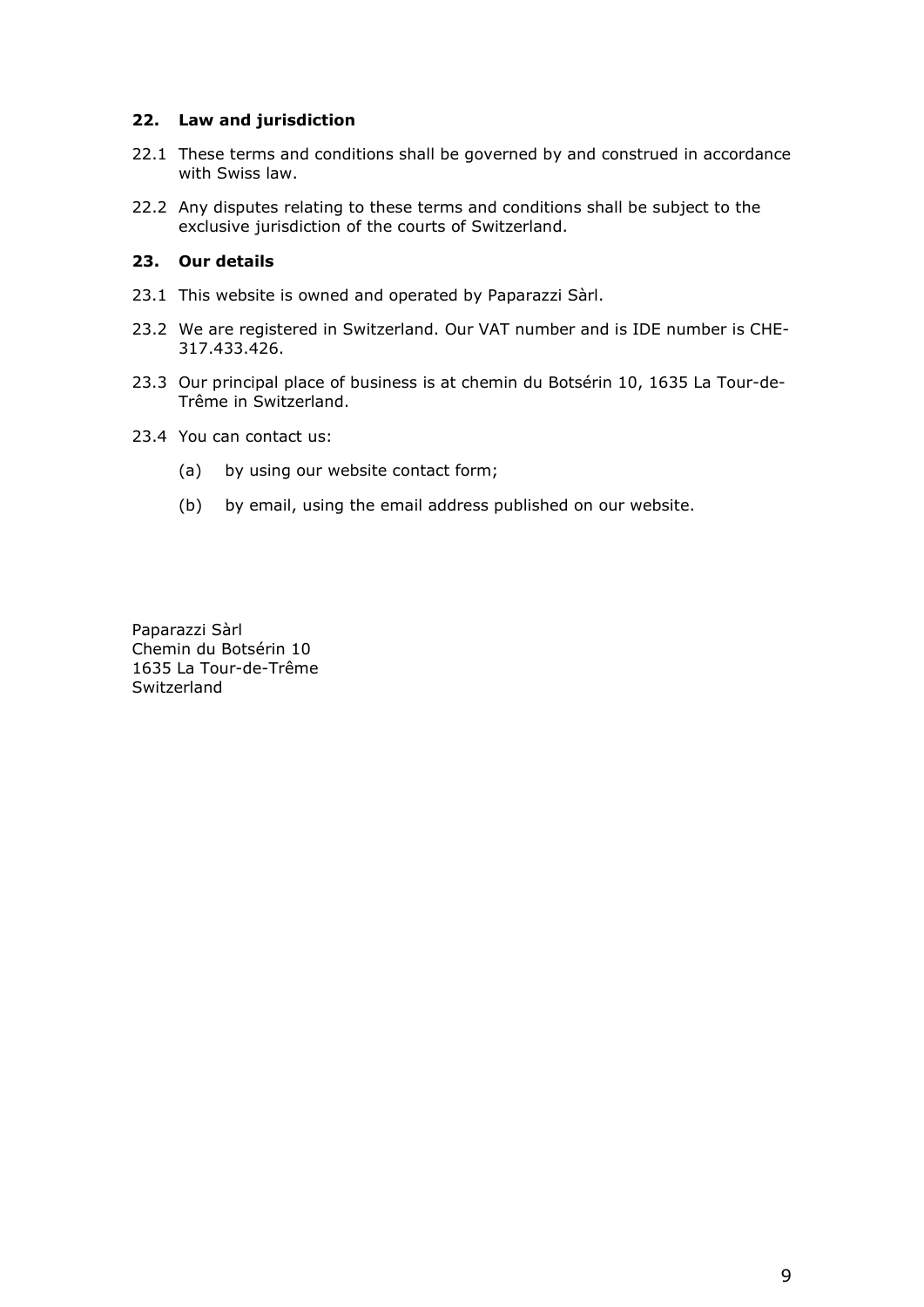## 22. Law and jurisdiction

22.1 These terms and conditions shall be governed by and construed in accordance with Swiss law.

22.2 Any disputes relating to these terms and conditions shall be subject to the exclusive jurisdiction of the courts of Switzerland.

## 23. Our details

23.1 This website is owned and operated by Paparazzi Sàrl.

23.2 We are registered in Switzerland. Our VAT number and is IDE number is CHE-317.433.426.

23.3 Our principal place of business is at chemin du Botsérin 10, 1635 La Tour-de-Trême in Switzerland.

23.4 You can contact us:

(a) by using our website contact form;

(b) by email, using the email address published on our website.

Paparazzi Sàrl
Chemin du Botsérin 10
1635 La Tour-de-Trême
Switzerland